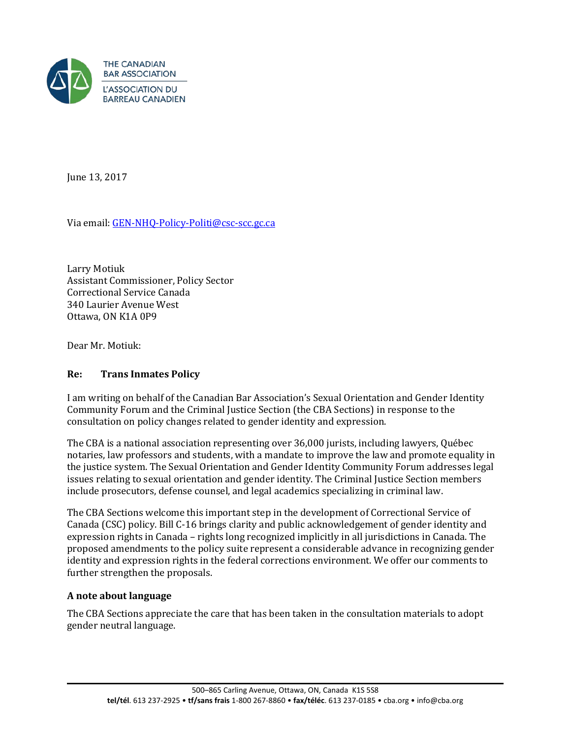THE CANADIAN BAR ASSOCIATION
L'ASSOCIATION DU BARREAU CANADIEN

June 13, 2017

Via email: GEN-NHQ-Policy-Politi@csc-scc.gc.ca

Larry Motiuk
Assistant Commissioner, Policy Sector
Correctional Service Canada
340 Laurier Avenue West
Ottawa, ON K1A 0P9

Dear Mr. Motiuk:

**Re: Trans Inmates Policy**

I am writing on behalf of the Canadian Bar Association's Sexual Orientation and Gender Identity Community Forum and the Criminal Justice Section (the CBA Sections) in response to the consultation on policy changes related to gender identity and expression.

The CBA is a national association representing over 36,000 jurists, including lawyers, Québec notaries, law professors and students, with a mandate to improve the law and promote equality in the justice system. The Sexual Orientation and Gender Identity Community Forum addresses legal issues relating to sexual orientation and gender identity. The Criminal Justice Section members include prosecutors, defense counsel, and legal academics specializing in criminal law.

The CBA Sections welcome this important step in the development of Correctional Service of Canada (CSC) policy. Bill C-16 brings clarity and public acknowledgement of gender identity and expression rights in Canada – rights long recognized implicitly in all jurisdictions in Canada. The proposed amendments to the policy suite represent a considerable advance in recognizing gender identity and expression rights in the federal corrections environment. We offer our comments to further strengthen the proposals.

**A note about language**

The CBA Sections appreciate the care that has been taken in the consultation materials to adopt gender neutral language.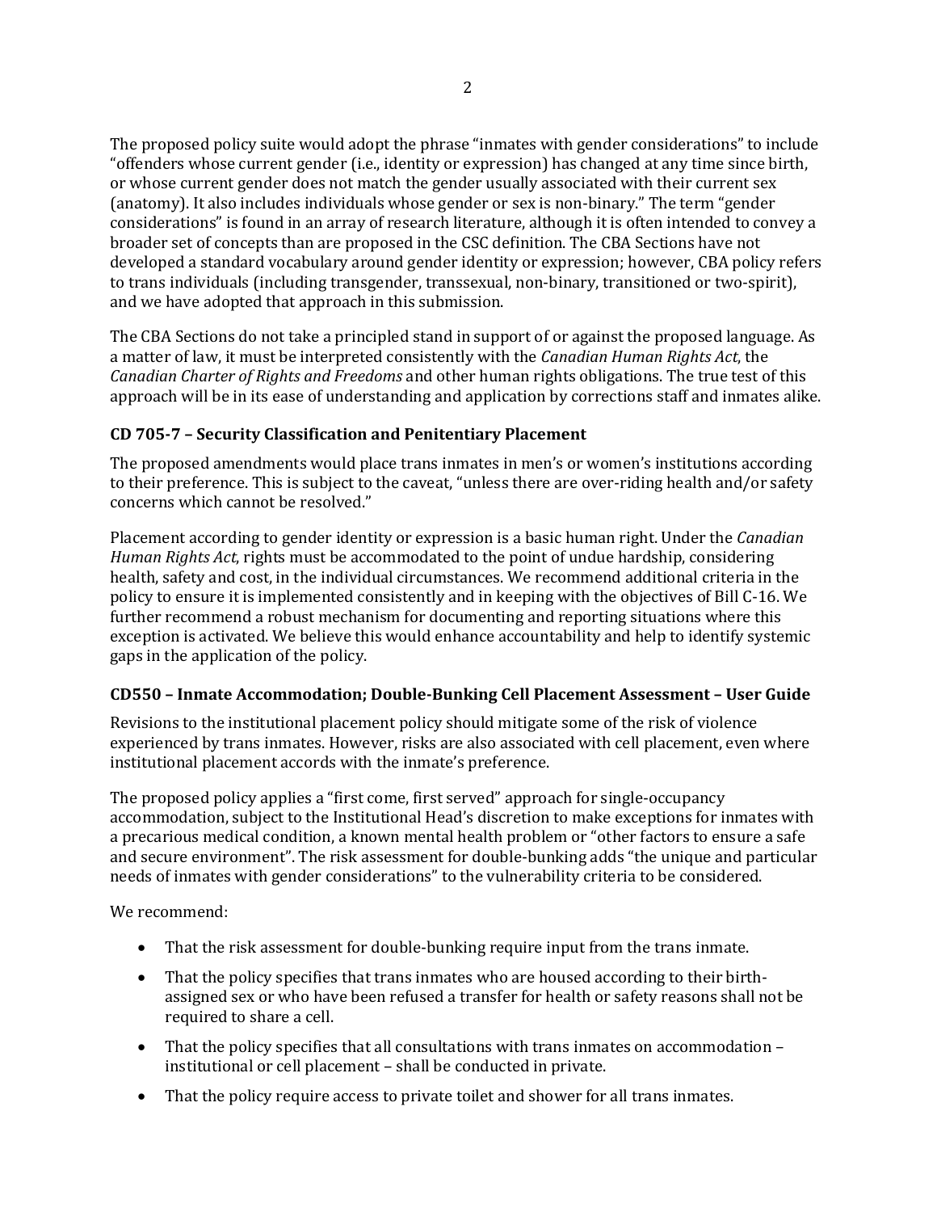The proposed policy suite would adopt the phrase "inmates with gender considerations" to include "offenders whose current gender (i.e., identity or expression) has changed at any time since birth, or whose current gender does not match the gender usually associated with their current sex (anatomy). It also includes individuals whose gender or sex is non-binary." The term "gender considerations" is found in an array of research literature, although it is often intended to convey a broader set of concepts than are proposed in the CSC definition. The CBA Sections have not developed a standard vocabulary around gender identity or expression; however, CBA policy refers to trans individuals (including transgender, transsexual, non-binary, transitioned or two-spirit), and we have adopted that approach in this submission.

The CBA Sections do not take a principled stand in support of or against the proposed language. As a matter of law, it must be interpreted consistently with the *Canadian Human Rights Act*, the *Canadian Charter of Rights and Freedoms* and other human rights obligations. The true test of this approach will be in its ease of understanding and application by corrections staff and inmates alike.

### CD 705-7 – Security Classification and Penitentiary Placement

The proposed amendments would place trans inmates in men's or women's institutions according to their preference. This is subject to the caveat, "unless there are over-riding health and/or safety concerns which cannot be resolved."

Placement according to gender identity or expression is a basic human right. Under the *Canadian Human Rights Act*, rights must be accommodated to the point of undue hardship, considering health, safety and cost, in the individual circumstances. We recommend additional criteria in the policy to ensure it is implemented consistently and in keeping with the objectives of Bill C-16. We further recommend a robust mechanism for documenting and reporting situations where this exception is activated. We believe this would enhance accountability and help to identify systemic gaps in the application of the policy.

### CD550 – Inmate Accommodation; Double-Bunking Cell Placement Assessment – User Guide

Revisions to the institutional placement policy should mitigate some of the risk of violence experienced by trans inmates. However, risks are also associated with cell placement, even where institutional placement accords with the inmate's preference.

The proposed policy applies a "first come, first served" approach for single-occupancy accommodation, subject to the Institutional Head's discretion to make exceptions for inmates with a precarious medical condition, a known mental health problem or "other factors to ensure a safe and secure environment". The risk assessment for double-bunking adds "the unique and particular needs of inmates with gender considerations" to the vulnerability criteria to be considered.

We recommend:

- That the risk assessment for double-bunking require input from the trans inmate.
- That the policy specifies that trans inmates who are housed according to their birth-assigned sex or who have been refused a transfer for health or safety reasons shall not be required to share a cell.
- That the policy specifies that all consultations with trans inmates on accommodation – institutional or cell placement – shall be conducted in private.
- That the policy require access to private toilet and shower for all trans inmates.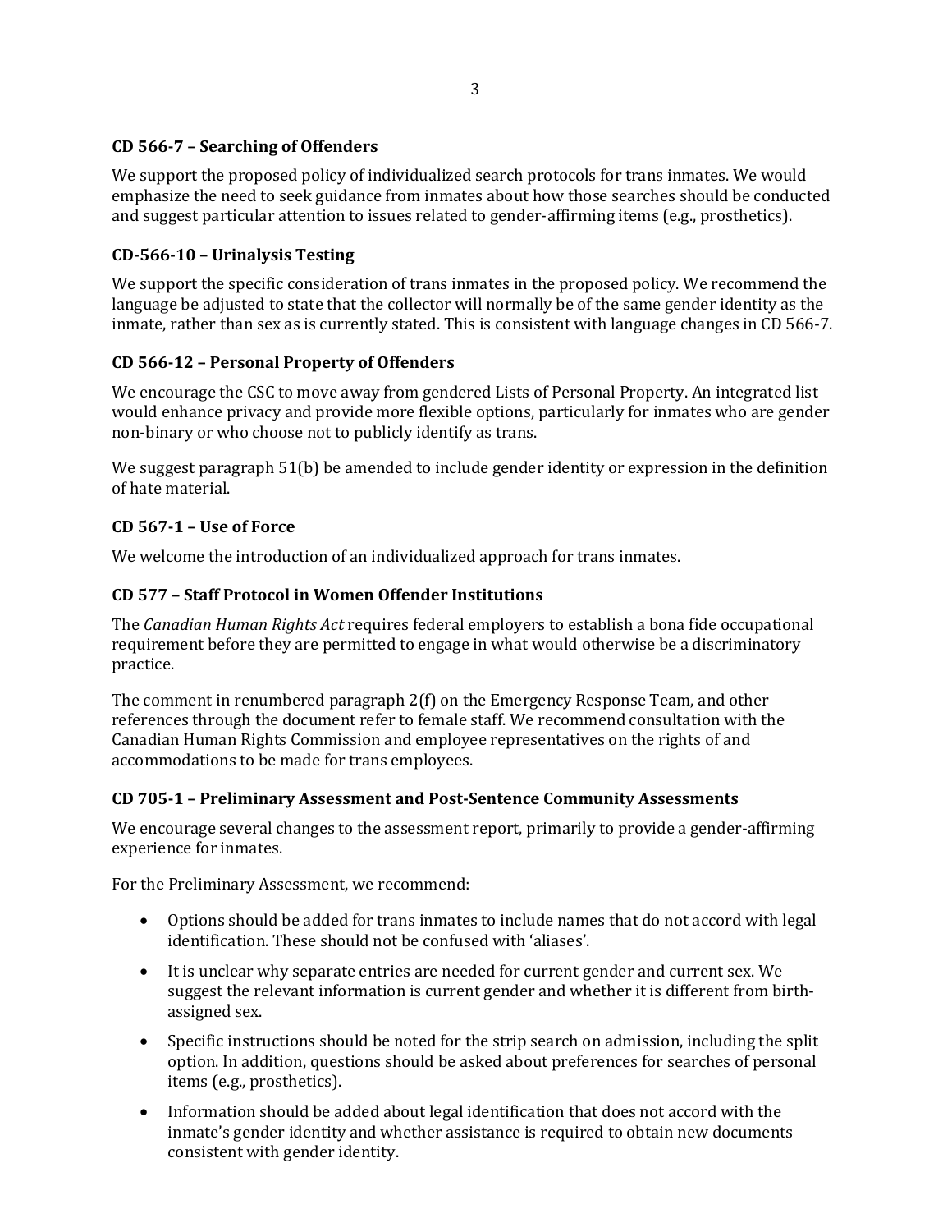### CD 566-7 – Searching of Offenders

We support the proposed policy of individualized search protocols for trans inmates. We would emphasize the need to seek guidance from inmates about how those searches should be conducted and suggest particular attention to issues related to gender-affirming items (e.g., prosthetics).

### CD-566-10 – Urinalysis Testing

We support the specific consideration of trans inmates in the proposed policy. We recommend the language be adjusted to state that the collector will normally be of the same gender identity as the inmate, rather than sex as is currently stated. This is consistent with language changes in CD 566-7.

### CD 566-12 – Personal Property of Offenders

We encourage the CSC to move away from gendered Lists of Personal Property. An integrated list would enhance privacy and provide more flexible options, particularly for inmates who are gender non-binary or who choose not to publicly identify as trans.

We suggest paragraph 51(b) be amended to include gender identity or expression in the definition of hate material.

### CD 567-1 – Use of Force

We welcome the introduction of an individualized approach for trans inmates.

### CD 577 – Staff Protocol in Women Offender Institutions

The *Canadian Human Rights Act* requires federal employers to establish a bona fide occupational requirement before they are permitted to engage in what would otherwise be a discriminatory practice.

The comment in renumbered paragraph 2(f) on the Emergency Response Team, and other references through the document refer to female staff. We recommend consultation with the Canadian Human Rights Commission and employee representatives on the rights of and accommodations to be made for trans employees.

### CD 705-1 – Preliminary Assessment and Post-Sentence Community Assessments

We encourage several changes to the assessment report, primarily to provide a gender-affirming experience for inmates.

For the Preliminary Assessment, we recommend:

- Options should be added for trans inmates to include names that do not accord with legal identification. These should not be confused with 'aliases'.
- It is unclear why separate entries are needed for current gender and current sex. We suggest the relevant information is current gender and whether it is different from birth-assigned sex.
- Specific instructions should be noted for the strip search on admission, including the split option. In addition, questions should be asked about preferences for searches of personal items (e.g., prosthetics).
- Information should be added about legal identification that does not accord with the inmate's gender identity and whether assistance is required to obtain new documents consistent with gender identity.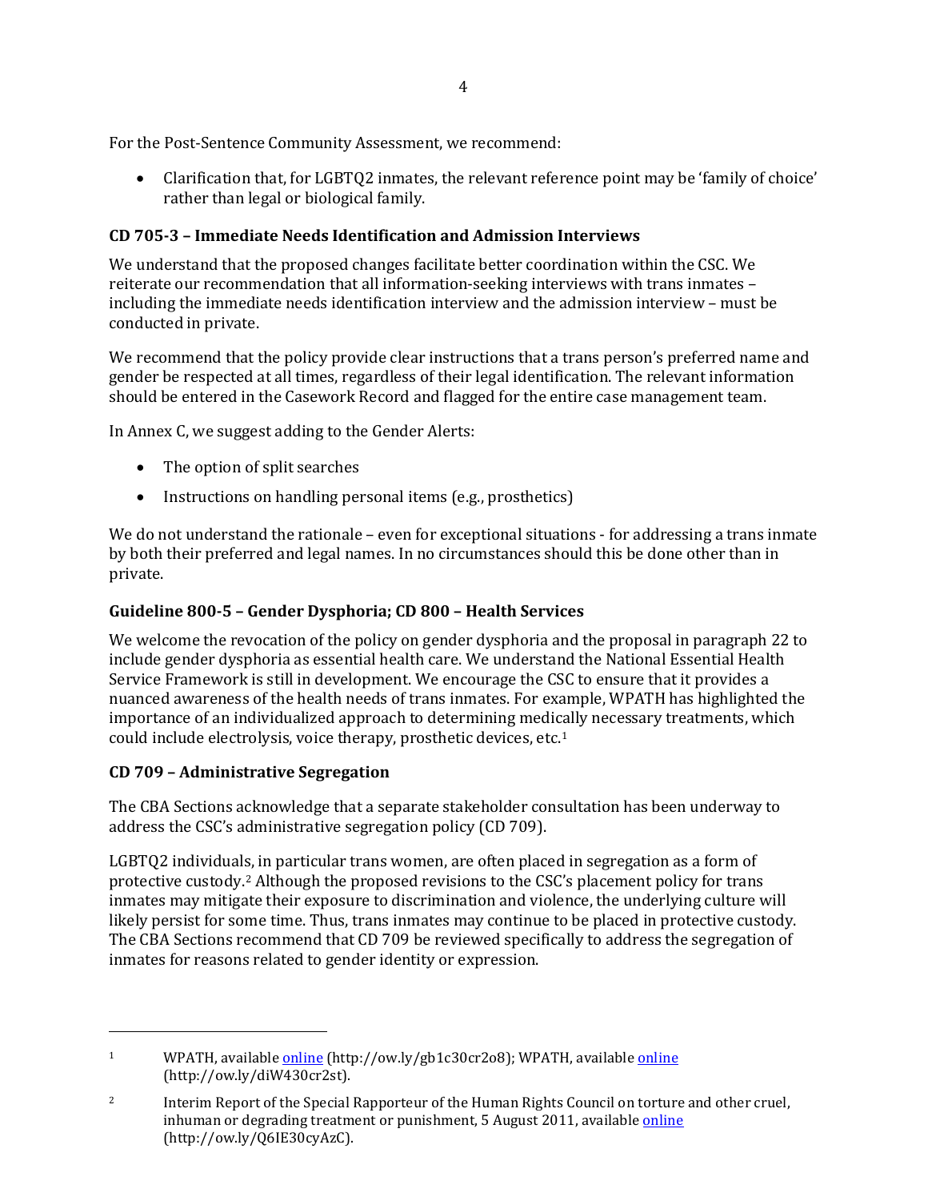For the Post-Sentence Community Assessment, we recommend:

- Clarification that, for LGBTQ2 inmates, the relevant reference point may be 'family of choice' rather than legal or biological family.

### CD 705-3 – Immediate Needs Identification and Admission Interviews

We understand that the proposed changes facilitate better coordination within the CSC. We reiterate our recommendation that all information-seeking interviews with trans inmates – including the immediate needs identification interview and the admission interview – must be conducted in private.

We recommend that the policy provide clear instructions that a trans person's preferred name and gender be respected at all times, regardless of their legal identification. The relevant information should be entered in the Casework Record and flagged for the entire case management team.

In Annex C, we suggest adding to the Gender Alerts:

- The option of split searches
- Instructions on handling personal items (e.g., prosthetics)

We do not understand the rationale – even for exceptional situations - for addressing a trans inmate by both their preferred and legal names. In no circumstances should this be done other than in private.

### Guideline 800-5 – Gender Dysphoria; CD 800 – Health Services

We welcome the revocation of the policy on gender dysphoria and the proposal in paragraph 22 to include gender dysphoria as essential health care. We understand the National Essential Health Service Framework is still in development. We encourage the CSC to ensure that it provides a nuanced awareness of the health needs of trans inmates. For example, WPATH has highlighted the importance of an individualized approach to determining medically necessary treatments, which could include electrolysis, voice therapy, prosthetic devices, etc.[1]

### CD 709 – Administrative Segregation

The CBA Sections acknowledge that a separate stakeholder consultation has been underway to address the CSC's administrative segregation policy (CD 709).

LGBTQ2 individuals, in particular trans women, are often placed in segregation as a form of protective custody.[2] Although the proposed revisions to the CSC's placement policy for trans inmates may mitigate their exposure to discrimination and violence, the underlying culture will likely persist for some time. Thus, trans inmates may continue to be placed in protective custody. The CBA Sections recommend that CD 709 be reviewed specifically to address the segregation of inmates for reasons related to gender identity or expression.

---

[1] WPATH, available online (http://ow.ly/gb1c30cr2o8); WPATH, available online (http://ow.ly/diW430cr2st).

[2] Interim Report of the Special Rapporteur of the Human Rights Council on torture and other cruel, inhuman or degrading treatment or punishment, 5 August 2011, available online (http://ow.ly/Q6IE30cyAzC).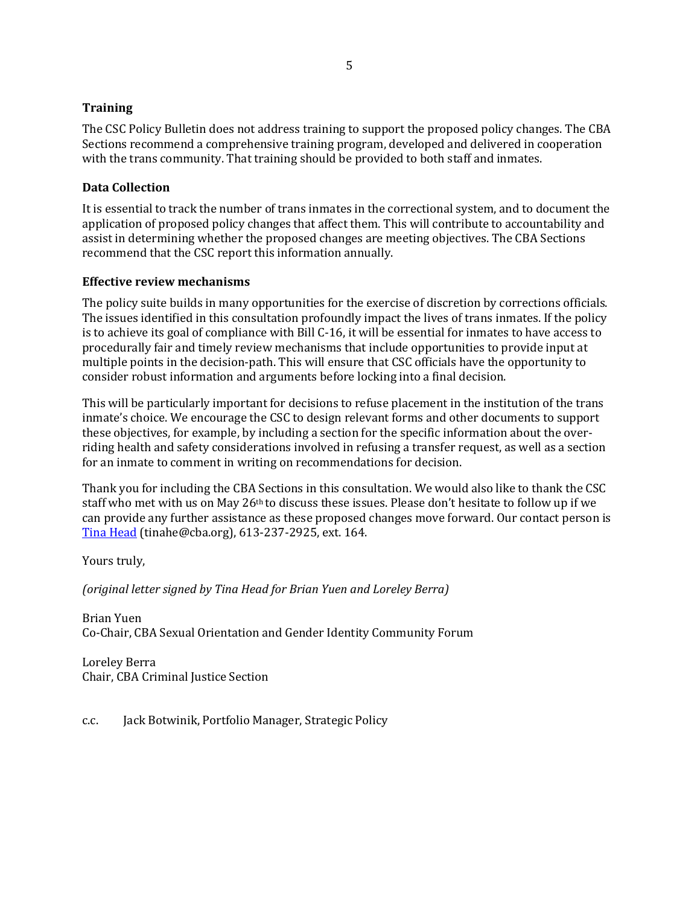### Training

The CSC Policy Bulletin does not address training to support the proposed policy changes. The CBA Sections recommend a comprehensive training program, developed and delivered in cooperation with the trans community. That training should be provided to both staff and inmates.

### Data Collection

It is essential to track the number of trans inmates in the correctional system, and to document the application of proposed policy changes that affect them. This will contribute to accountability and assist in determining whether the proposed changes are meeting objectives. The CBA Sections recommend that the CSC report this information annually.

### Effective review mechanisms

The policy suite builds in many opportunities for the exercise of discretion by corrections officials. The issues identified in this consultation profoundly impact the lives of trans inmates. If the policy is to achieve its goal of compliance with Bill C-16, it will be essential for inmates to have access to procedurally fair and timely review mechanisms that include opportunities to provide input at multiple points in the decision-path. This will ensure that CSC officials have the opportunity to consider robust information and arguments before locking into a final decision.

This will be particularly important for decisions to refuse placement in the institution of the trans inmate's choice. We encourage the CSC to design relevant forms and other documents to support these objectives, for example, by including a section for the specific information about the over-riding health and safety considerations involved in refusing a transfer request, as well as a section for an inmate to comment in writing on recommendations for decision.

Thank you for including the CBA Sections in this consultation. We would also like to thank the CSC staff who met with us on May 26th to discuss these issues. Please don't hesitate to follow up if we can provide any further assistance as these proposed changes move forward. Our contact person is [Tina Head](mailto:tinahe@cba.org) (tinahe@cba.org), 613-237-2925, ext. 164.

Yours truly,

*(original letter signed by Tina Head for Brian Yuen and Loreley Berra)*

Brian Yuen
Co-Chair, CBA Sexual Orientation and Gender Identity Community Forum

Loreley Berra
Chair, CBA Criminal Justice Section

c.c. Jack Botwinik, Portfolio Manager, Strategic Policy